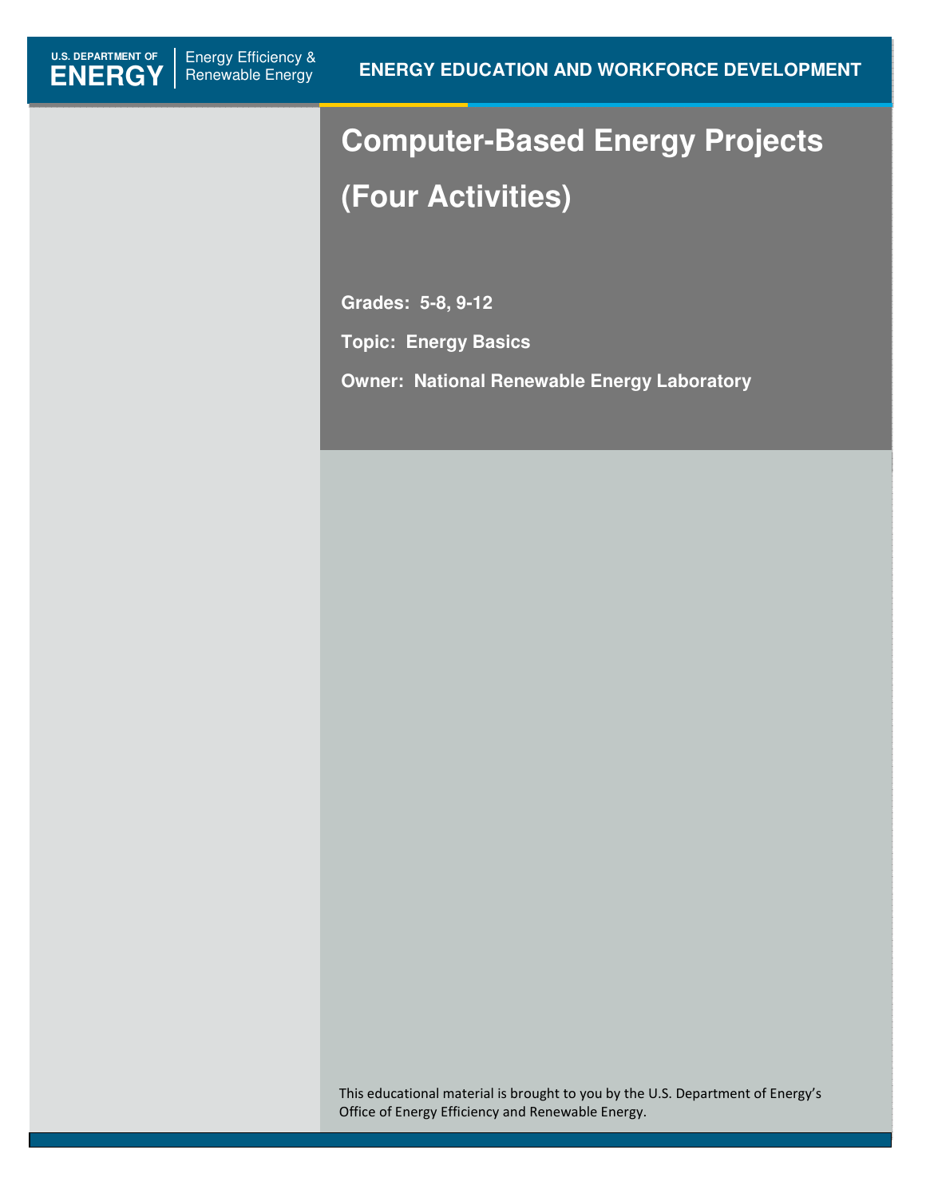U.S. DEPARTMENT OF **ENERGY** | Energy Efficiency & Renewable Energy

**ENERGY EDUCATION AND WORKFORCE DEVELOPMENT**

# Computer-Based Energy Projects (Four Activities)

**Grades: 5-8, 9-12**

**Topic: Energy Basics**

**Owner: National Renewable Energy Laboratory**

This educational material is brought to you by the U.S. Department of Energy's Office of Energy Efficiency and Renewable Energy.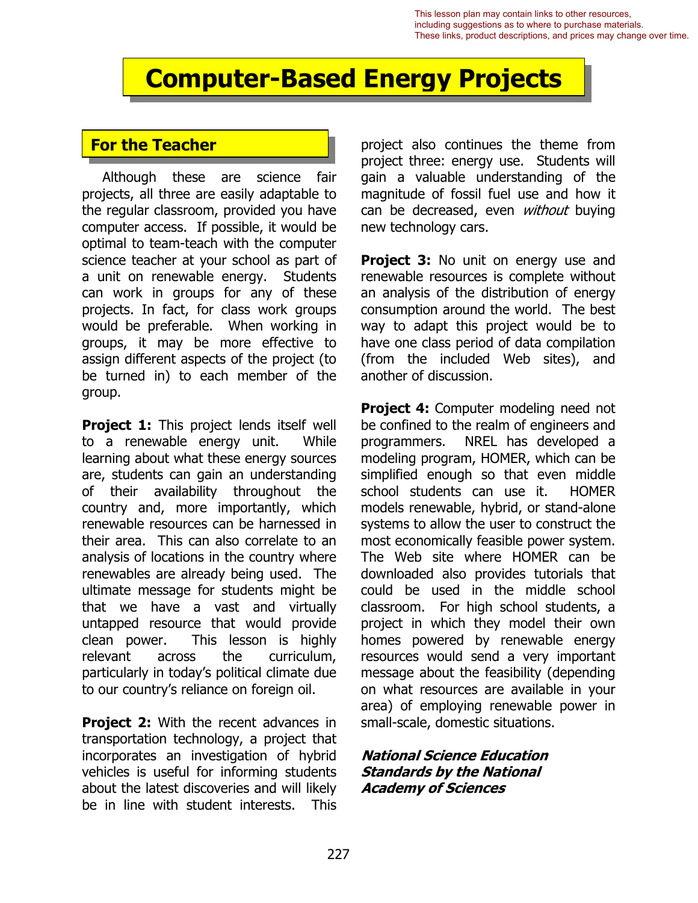This lesson plan may contain links to other resources, including suggestions as to where to purchase materials. These links, product descriptions, and prices may change over time.

# Computer-Based Energy Projects

## For the Teacher

Although these are science fair projects, all three are easily adaptable to the regular classroom, provided you have computer access. If possible, it would be optimal to team-teach with the computer science teacher at your school as part of a unit on renewable energy. Students can work in groups for any of these projects. In fact, for class work groups would be preferable. When working in groups, it may be more effective to assign different aspects of the project (to be turned in) to each member of the group.

**Project 1:** This project lends itself well to a renewable energy unit. While learning about what these energy sources are, students can gain an understanding of their availability throughout the country and, more importantly, which renewable resources can be harnessed in their area. This can also correlate to an analysis of locations in the country where renewables are already being used. The ultimate message for students might be that we have a vast and virtually untapped resource that would provide clean power. This lesson is highly relevant across the curriculum, particularly in today's political climate due to our country's reliance on foreign oil.

**Project 2:** With the recent advances in transportation technology, a project that incorporates an investigation of hybrid vehicles is useful for informing students about the latest discoveries and will likely be in line with student interests. This project also continues the theme from project three: energy use. Students will gain a valuable understanding of the magnitude of fossil fuel use and how it can be decreased, even *without* buying new technology cars.

**Project 3:** No unit on energy use and renewable resources is complete without an analysis of the distribution of energy consumption around the world. The best way to adapt this project would be to have one class period of data compilation (from the included Web sites), and another of discussion.

**Project 4:** Computer modeling need not be confined to the realm of engineers and programmers. NREL has developed a modeling program, HOMER, which can be simplified enough so that even middle school students can use it. HOMER models renewable, hybrid, or stand-alone systems to allow the user to construct the most economically feasible power system. The Web site where HOMER can be downloaded also provides tutorials that could be used in the middle school classroom. For high school students, a project in which they model their own homes powered by renewable energy resources would send a very important message about the feasibility (depending on what resources are available in your area) of employing renewable power in small-scale, domestic situations.

***National Science Education Standards by the National Academy of Sciences***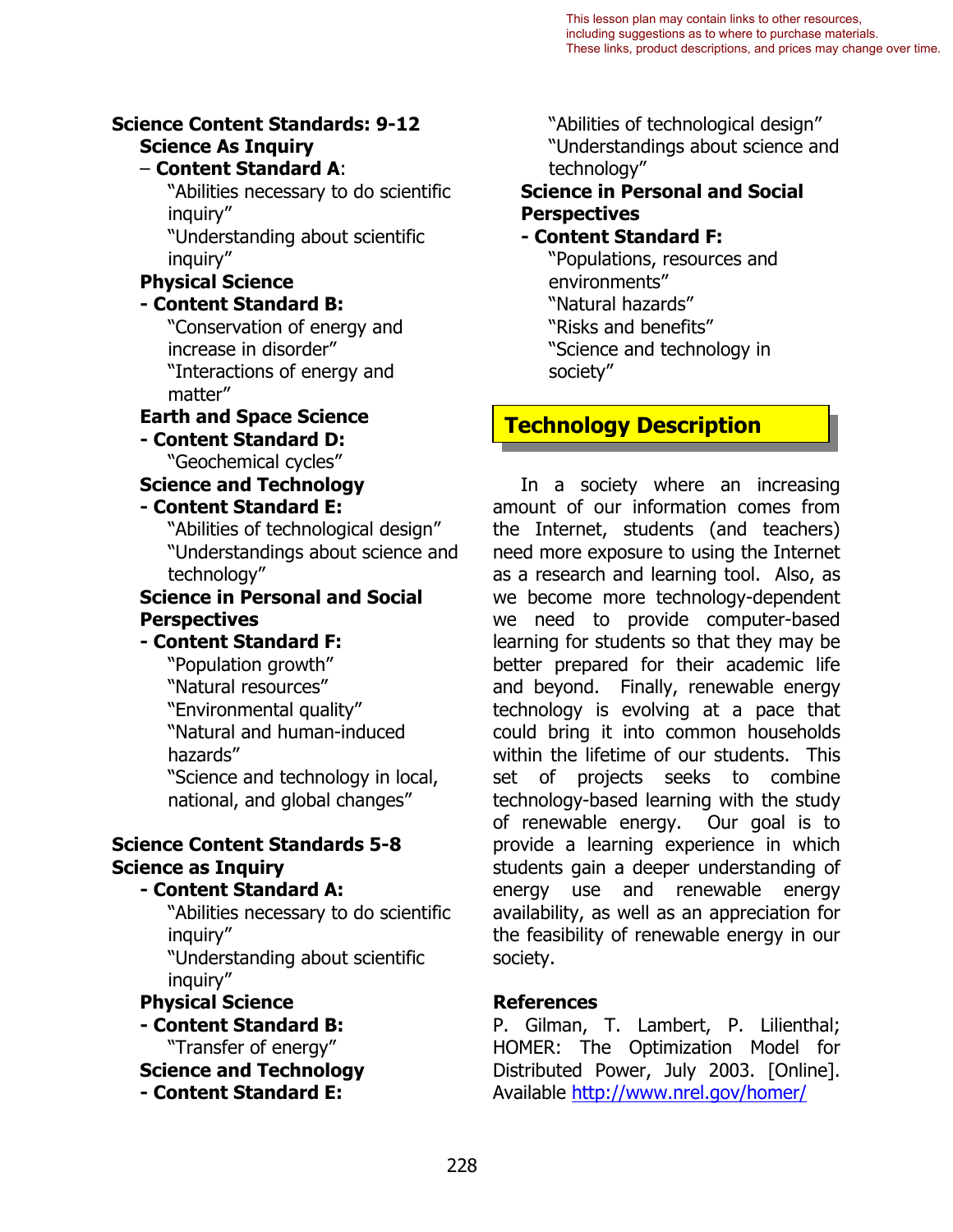This lesson plan may contain links to other resources, including suggestions as to where to purchase materials. These links, product descriptions, and prices may change over time.

**Science Content Standards: 9-12**

**Science As Inquiry**

– **Content Standard A**:

"Abilities necessary to do scientific inquiry"

"Understanding about scientific inquiry"

**Physical Science**

**- Content Standard B:**

"Conservation of energy and increase in disorder"

"Interactions of energy and matter"

**Earth and Space Science**

**- Content Standard D:**

"Geochemical cycles"

**Science and Technology**

**- Content Standard E:**

"Abilities of technological design"

"Understandings about science and technology"

**Science in Personal and Social Perspectives**

**- Content Standard F:**

"Population growth"

"Natural resources"

"Environmental quality"

"Natural and human-induced hazards"

"Science and technology in local, national, and global changes"

**Science Content Standards 5-8**

**Science as Inquiry**

**- Content Standard A:**

"Abilities necessary to do scientific inquiry"

"Understanding about scientific inquiry"

**Physical Science**

**- Content Standard B:**

"Transfer of energy"

**Science and Technology**

**- Content Standard E:**

"Abilities of technological design"

"Understandings about science and technology"

**Science in Personal and Social Perspectives**

**- Content Standard F:**

"Populations, resources and environments"

"Natural hazards"

"Risks and benefits"

"Science and technology in society"

## Technology Description

In a society where an increasing amount of our information comes from the Internet, students (and teachers) need more exposure to using the Internet as a research and learning tool. Also, as we become more technology-dependent we need to provide computer-based learning for students so that they may be better prepared for their academic life and beyond. Finally, renewable energy technology is evolving at a pace that could bring it into common households within the lifetime of our students. This set of projects seeks to combine technology-based learning with the study of renewable energy. Our goal is to provide a learning experience in which students gain a deeper understanding of energy use and renewable energy availability, as well as an appreciation for the feasibility of renewable energy in our society.

**References**

P. Gilman, T. Lambert, P. Lilienthal; HOMER: The Optimization Model for Distributed Power, July 2003. [Online]. Available http://www.nrel.gov/homer/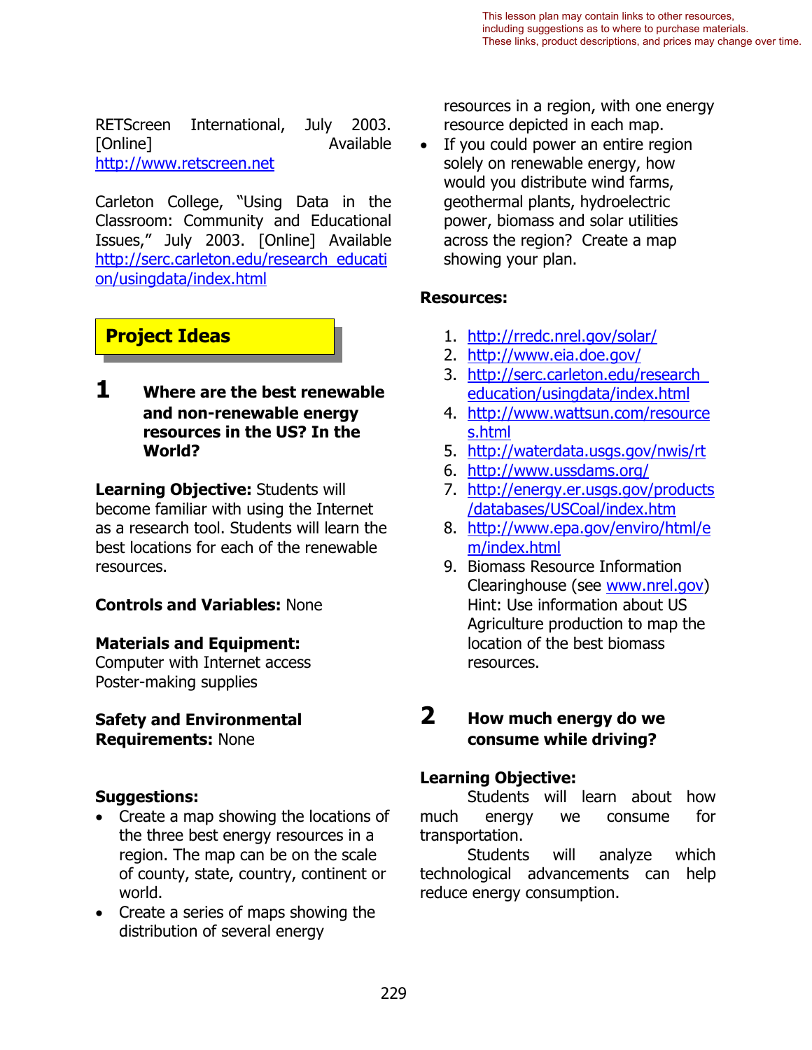This lesson plan may contain links to other resources, including suggestions as to where to purchase materials. These links, product descriptions, and prices may change over time.

RETScreen International, July 2003. [Online] Available http://www.retscreen.net

Carleton College, "Using Data in the Classroom: Community and Educational Issues," July 2003. [Online] Available http://serc.carleton.edu/research_education/usingdata/index.html

## Project Ideas

### 1 Where are the best renewable and non-renewable energy resources in the US? In the World?

**Learning Objective:** Students will become familiar with using the Internet as a research tool. Students will learn the best locations for each of the renewable resources.

**Controls and Variables:** None

**Materials and Equipment:**
Computer with Internet access
Poster-making supplies

**Safety and Environmental Requirements:** None

**Suggestions:**

- Create a map showing the locations of the three best energy resources in a region. The map can be on the scale of county, state, country, continent or world.
- Create a series of maps showing the distribution of several energy resources in a region, with one energy resource depicted in each map.
- If you could power an entire region solely on renewable energy, how would you distribute wind farms, geothermal plants, hydroelectric power, biomass and solar utilities across the region? Create a map showing your plan.

**Resources:**

1. http://rredc.nrel.gov/solar/
2. http://www.eia.doe.gov/
3. http://serc.carleton.edu/research_education/usingdata/index.html
4. http://www.wattsun.com/resources.html
5. http://waterdata.usgs.gov/nwis/rt
6. http://www.ussdams.org/
7. http://energy.er.usgs.gov/products/databases/USCoal/index.htm
8. http://www.epa.gov/enviro/html/em/index.html
9. Biomass Resource Information Clearinghouse (see www.nrel.gov) Hint: Use information about US Agriculture production to map the location of the best biomass resources.

### 2 How much energy do we consume while driving?

**Learning Objective:**

Students will learn about how much energy we consume for transportation.

Students will analyze which technological advancements can help reduce energy consumption.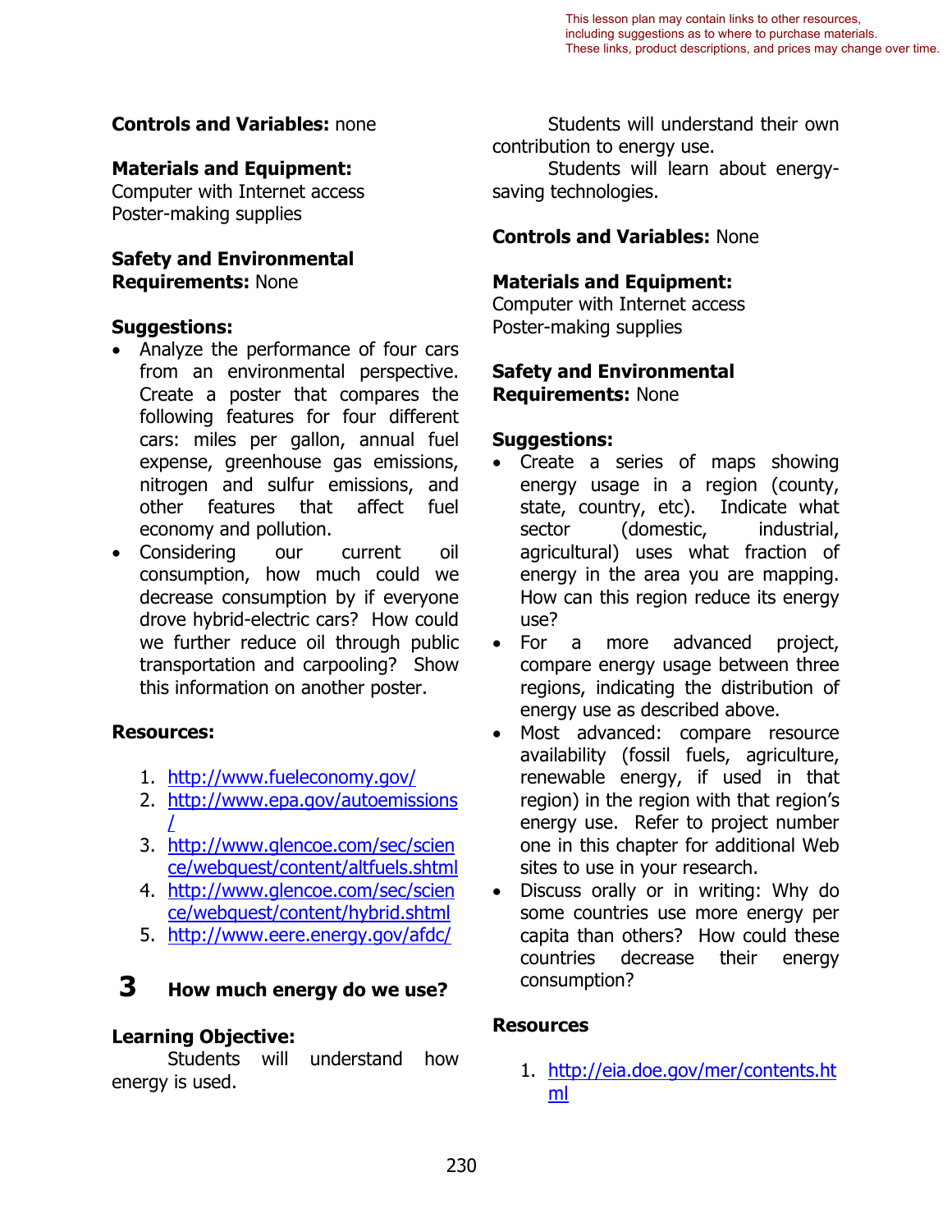This lesson plan may contain links to other resources, including suggestions as to where to purchase materials. These links, product descriptions, and prices may change over time.

**Controls and Variables:** none

**Materials and Equipment:**
Computer with Internet access
Poster-making supplies

**Safety and Environmental Requirements:** None

**Suggestions:**

- Analyze the performance of four cars from an environmental perspective. Create a poster that compares the following features for four different cars: miles per gallon, annual fuel expense, greenhouse gas emissions, nitrogen and sulfur emissions, and other features that affect fuel economy and pollution.
- Considering our current oil consumption, how much could we decrease consumption by if everyone drove hybrid-electric cars? How could we further reduce oil through public transportation and carpooling? Show this information on another poster.

**Resources:**

1. http://www.fueleconomy.gov/
2. http://www.epa.gov/autoemissions/
3. http://www.glencoe.com/sec/science/webquest/content/altfuels.shtml
4. http://www.glencoe.com/sec/science/webquest/content/hybrid.shtml
5. http://www.eere.energy.gov/afdc/

## 3 How much energy do we use?

**Learning Objective:**

Students will understand how energy is used.

Students will understand their own contribution to energy use.

Students will learn about energy-saving technologies.

**Controls and Variables:** None

**Materials and Equipment:**
Computer with Internet access
Poster-making supplies

**Safety and Environmental Requirements:** None

**Suggestions:**

- Create a series of maps showing energy usage in a region (county, state, country, etc). Indicate what sector (domestic, industrial, agricultural) uses what fraction of energy in the area you are mapping. How can this region reduce its energy use?
- For a more advanced project, compare energy usage between three regions, indicating the distribution of energy use as described above.
- Most advanced: compare resource availability (fossil fuels, agriculture, renewable energy, if used in that region) in the region with that region's energy use. Refer to project number one in this chapter for additional Web sites to use in your research.
- Discuss orally or in writing: Why do some countries use more energy per capita than others? How could these countries decrease their energy consumption?

**Resources**

1. http://eia.doe.gov/mer/contents.html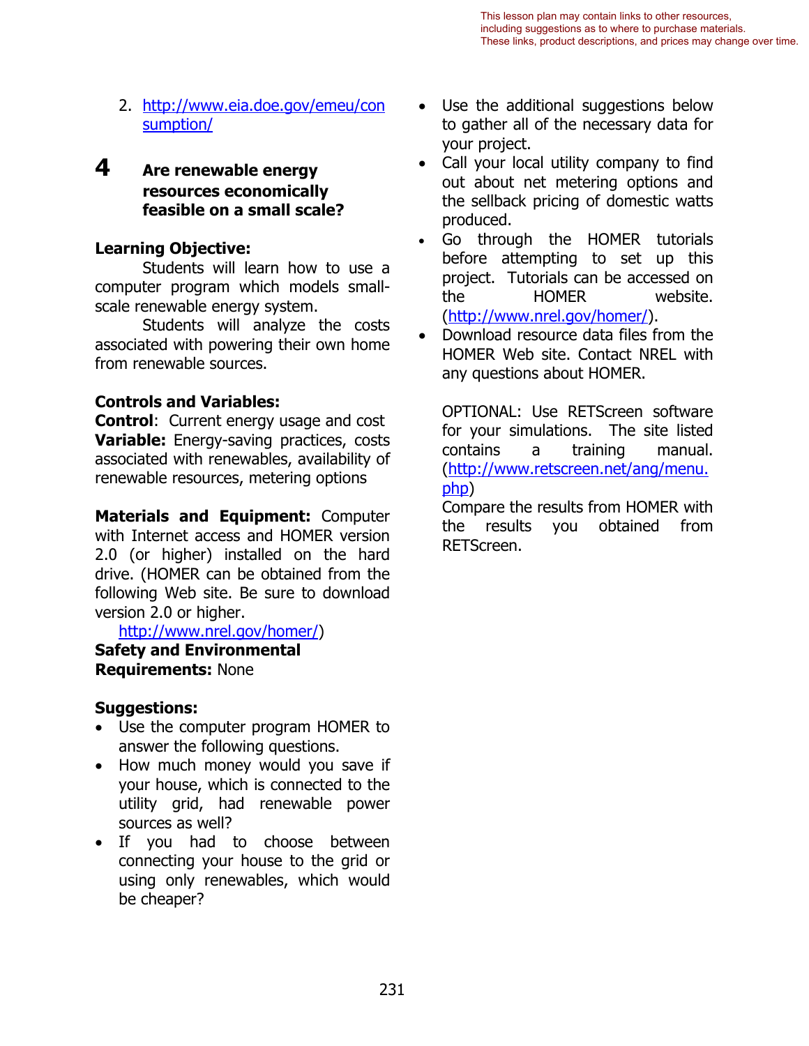2. http://www.eia.doe.gov/emeu/consumption/

## 4 Are renewable energy resources economically feasible on a small scale?

**Learning Objective:**

Students will learn how to use a computer program which models small-scale renewable energy system.

Students will analyze the costs associated with powering their own home from renewable sources.

**Controls and Variables:**

**Control**: Current energy usage and cost

**Variable:** Energy-saving practices, costs associated with renewables, availability of renewable resources, metering options

**Materials and Equipment:** Computer with Internet access and HOMER version 2.0 (or higher) installed on the hard drive. (HOMER can be obtained from the following Web site. Be sure to download version 2.0 or higher.

http://www.nrel.gov/homer/)

**Safety and Environmental Requirements:** None

**Suggestions:**

- Use the computer program HOMER to answer the following questions.
- How much money would you save if your house, which is connected to the utility grid, had renewable power sources as well?
- If you had to choose between connecting your house to the grid or using only renewables, which would be cheaper?
- Use the additional suggestions below to gather all of the necessary data for your project.
- Call your local utility company to find out about net metering options and the sellback pricing of domestic watts produced.
- Go through the HOMER tutorials before attempting to set up this project. Tutorials can be accessed on the HOMER website. (http://www.nrel.gov/homer/).
- Download resource data files from the HOMER Web site. Contact NREL with any questions about HOMER.

OPTIONAL: Use RETScreen software for your simulations. The site listed contains a training manual. (http://www.retscreen.net/ang/menu.php)

Compare the results from HOMER with the results you obtained from RETScreen.